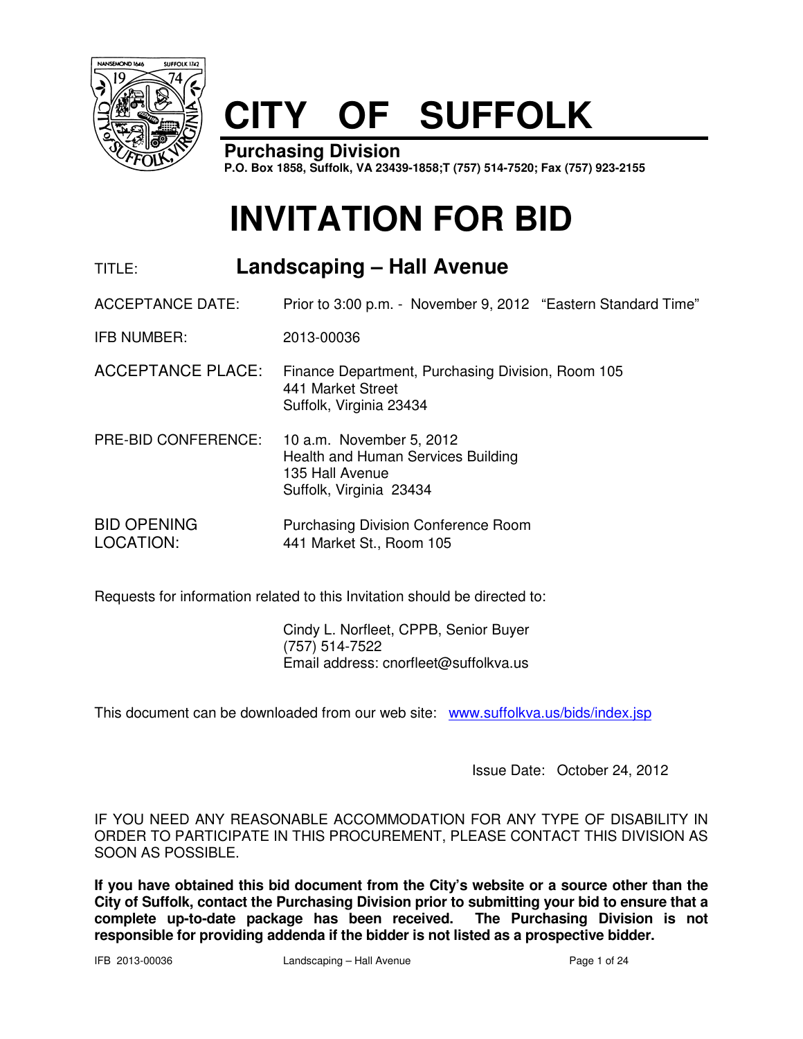# CITY OF SUFFOLK

**Purchasing Division**
**P.O. Box 1858, Suffolk, VA 23439-1858;T (757) 514-7520; Fax (757) 923-2155**

# INVITATION FOR BID

| | |
|---|---|
| TITLE: | **Landscaping – Hall Avenue** |
| ACCEPTANCE DATE: | Prior to 3:00 p.m. - November 9, 2012 "Eastern Standard Time" |
| IFB NUMBER: | 2013-00036 |
| ACCEPTANCE PLACE: | Finance Department, Purchasing Division, Room 105<br>441 Market Street<br>Suffolk, Virginia 23434 |
| PRE-BID CONFERENCE: | 10 a.m. November 5, 2012<br>Health and Human Services Building<br>135 Hall Avenue<br>Suffolk, Virginia 23434 |
| BID OPENING LOCATION: | Purchasing Division Conference Room<br>441 Market St., Room 105 |

Requests for information related to this Invitation should be directed to:

Cindy L. Norfleet, CPPB, Senior Buyer
(757) 514-7522
Email address: cnorfleet@suffolkva.us

This document can be downloaded from our web site: www.suffolkva.us/bids/index.jsp

Issue Date: October 24, 2012

IF YOU NEED ANY REASONABLE ACCOMMODATION FOR ANY TYPE OF DISABILITY IN ORDER TO PARTICIPATE IN THIS PROCUREMENT, PLEASE CONTACT THIS DIVISION AS SOON AS POSSIBLE.

**If you have obtained this bid document from the City's website or a source other than the City of Suffolk, contact the Purchasing Division prior to submitting your bid to ensure that a complete up-to-date package has been received. The Purchasing Division is not responsible for providing addenda if the bidder is not listed as a prospective bidder.**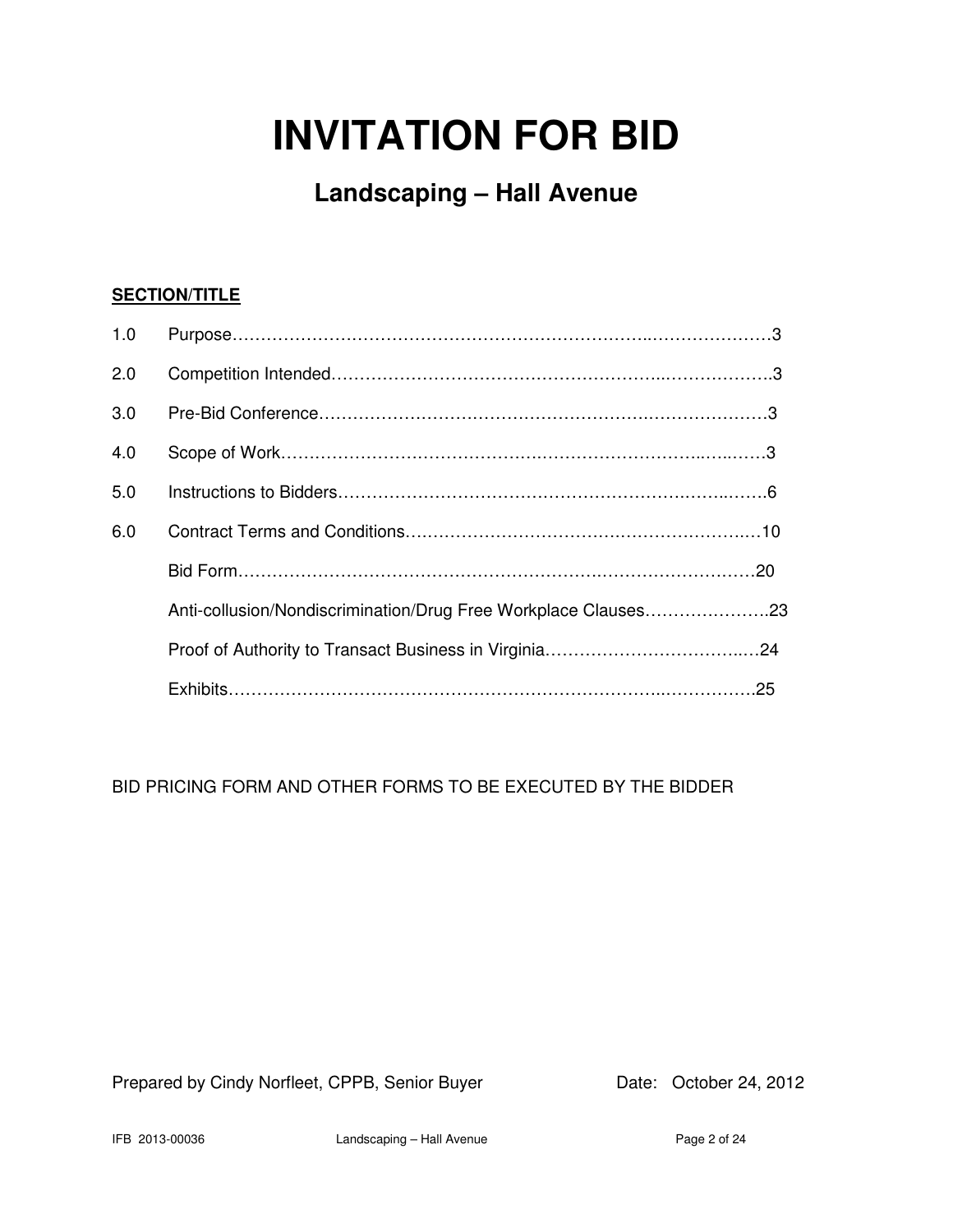# INVITATION FOR BID

## Landscaping – Hall Avenue

**SECTION/TITLE**

| | | |
|---|---|---|
| 1.0 | Purpose | 3 |
| 2.0 | Competition Intended | 3 |
| 3.0 | Pre-Bid Conference | 3 |
| 4.0 | Scope of Work | 3 |
| 5.0 | Instructions to Bidders | 6 |
| 6.0 | Contract Terms and Conditions | 10 |
| | Bid Form | 20 |
| | Anti-collusion/Nondiscrimination/Drug Free Workplace Clauses | 23 |
| | Proof of Authority to Transact Business in Virginia | 24 |
| | Exhibits | 25 |

BID PRICING FORM AND OTHER FORMS TO BE EXECUTED BY THE BIDDER

Prepared by Cindy Norfleet, CPPB, Senior Buyer Date: October 24, 2012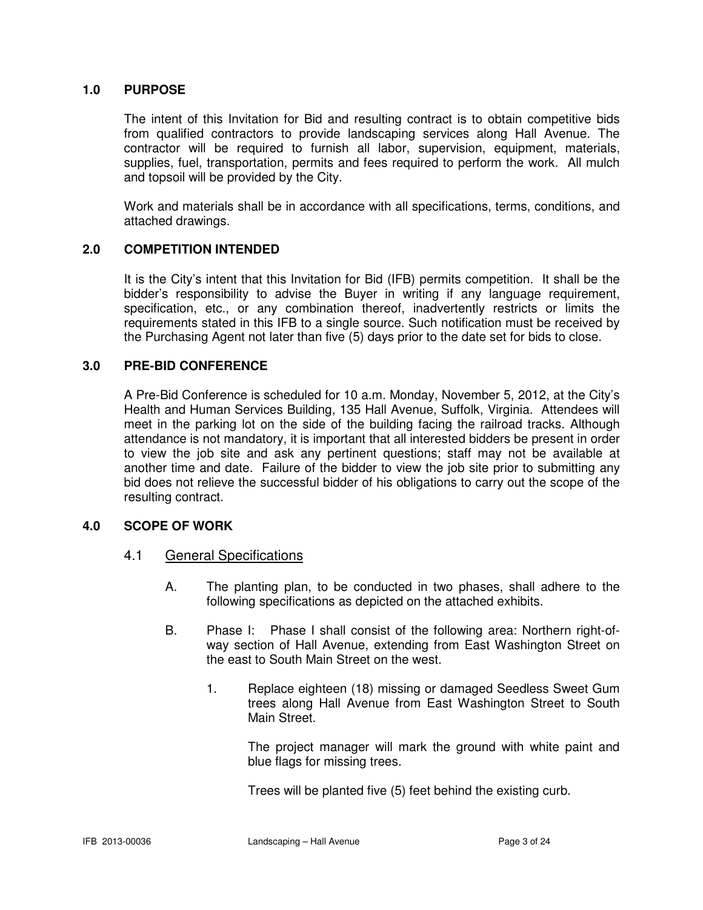## 1.0 PURPOSE

The intent of this Invitation for Bid and resulting contract is to obtain competitive bids from qualified contractors to provide landscaping services along Hall Avenue. The contractor will be required to furnish all labor, supervision, equipment, materials, supplies, fuel, transportation, permits and fees required to perform the work. All mulch and topsoil will be provided by the City.

Work and materials shall be in accordance with all specifications, terms, conditions, and attached drawings.

## 2.0 COMPETITION INTENDED

It is the City's intent that this Invitation for Bid (IFB) permits competition. It shall be the bidder's responsibility to advise the Buyer in writing if any language requirement, specification, etc., or any combination thereof, inadvertently restricts or limits the requirements stated in this IFB to a single source. Such notification must be received by the Purchasing Agent not later than five (5) days prior to the date set for bids to close.

## 3.0 PRE-BID CONFERENCE

A Pre-Bid Conference is scheduled for 10 a.m. Monday, November 5, 2012, at the City's Health and Human Services Building, 135 Hall Avenue, Suffolk, Virginia. Attendees will meet in the parking lot on the side of the building facing the railroad tracks. Although attendance is not mandatory, it is important that all interested bidders be present in order to view the job site and ask any pertinent questions; staff may not be available at another time and date. Failure of the bidder to view the job site prior to submitting any bid does not relieve the successful bidder of his obligations to carry out the scope of the resulting contract.

## 4.0 SCOPE OF WORK

### 4.1 General Specifications

A. The planting plan, to be conducted in two phases, shall adhere to the following specifications as depicted on the attached exhibits.

B. Phase I: Phase I shall consist of the following area: Northern right-of-way section of Hall Avenue, extending from East Washington Street on the east to South Main Street on the west.

1. Replace eighteen (18) missing or damaged Seedless Sweet Gum trees along Hall Avenue from East Washington Street to South Main Street.

   The project manager will mark the ground with white paint and blue flags for missing trees.

   Trees will be planted five (5) feet behind the existing curb.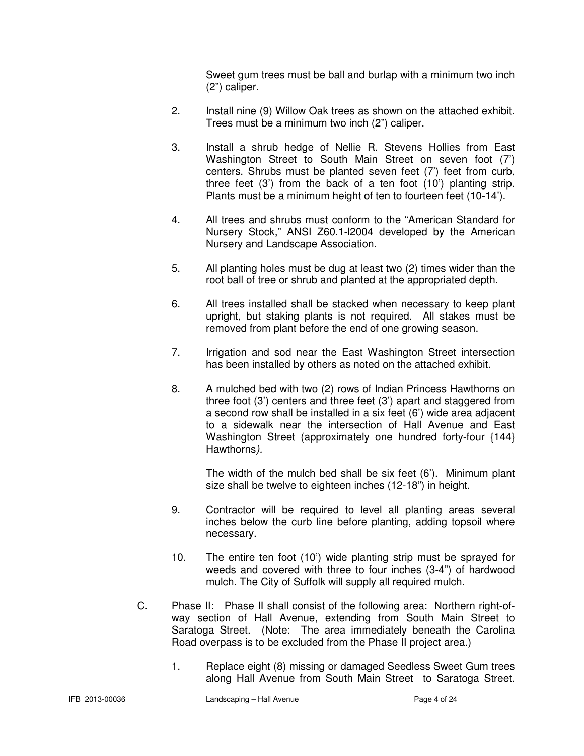Sweet gum trees must be ball and burlap with a minimum two inch (2") caliper.

2. Install nine (9) Willow Oak trees as shown on the attached exhibit. Trees must be a minimum two inch (2") caliper.

3. Install a shrub hedge of Nellie R. Stevens Hollies from East Washington Street to South Main Street on seven foot (7') centers. Shrubs must be planted seven feet (7') feet from curb, three feet (3') from the back of a ten foot (10') planting strip. Plants must be a minimum height of ten to fourteen feet (10-14').

4. All trees and shrubs must conform to the "American Standard for Nursery Stock," ANSI Z60.1-l2004 developed by the American Nursery and Landscape Association.

5. All planting holes must be dug at least two (2) times wider than the root ball of tree or shrub and planted at the appropriated depth.

6. All trees installed shall be stacked when necessary to keep plant upright, but staking plants is not required. All stakes must be removed from plant before the end of one growing season.

7. Irrigation and sod near the East Washington Street intersection has been installed by others as noted on the attached exhibit.

8. A mulched bed with two (2) rows of Indian Princess Hawthorns on three foot (3') centers and three feet (3') apart and staggered from a second row shall be installed in a six feet (6') wide area adjacent to a sidewalk near the intersection of Hall Avenue and East Washington Street (approximately one hundred forty-four {144} Hawthorns*).*

   The width of the mulch bed shall be six feet (6'). Minimum plant size shall be twelve to eighteen inches (12-18") in height.

9. Contractor will be required to level all planting areas several inches below the curb line before planting, adding topsoil where necessary.

10. The entire ten foot (10') wide planting strip must be sprayed for weeds and covered with three to four inches (3-4") of hardwood mulch. The City of Suffolk will supply all required mulch.

C. Phase II: Phase II shall consist of the following area: Northern right-of-way section of Hall Avenue, extending from South Main Street to Saratoga Street. (Note: The area immediately beneath the Carolina Road overpass is to be excluded from the Phase II project area.)

   1. Replace eight (8) missing or damaged Seedless Sweet Gum trees along Hall Avenue from South Main Street to Saratoga Street.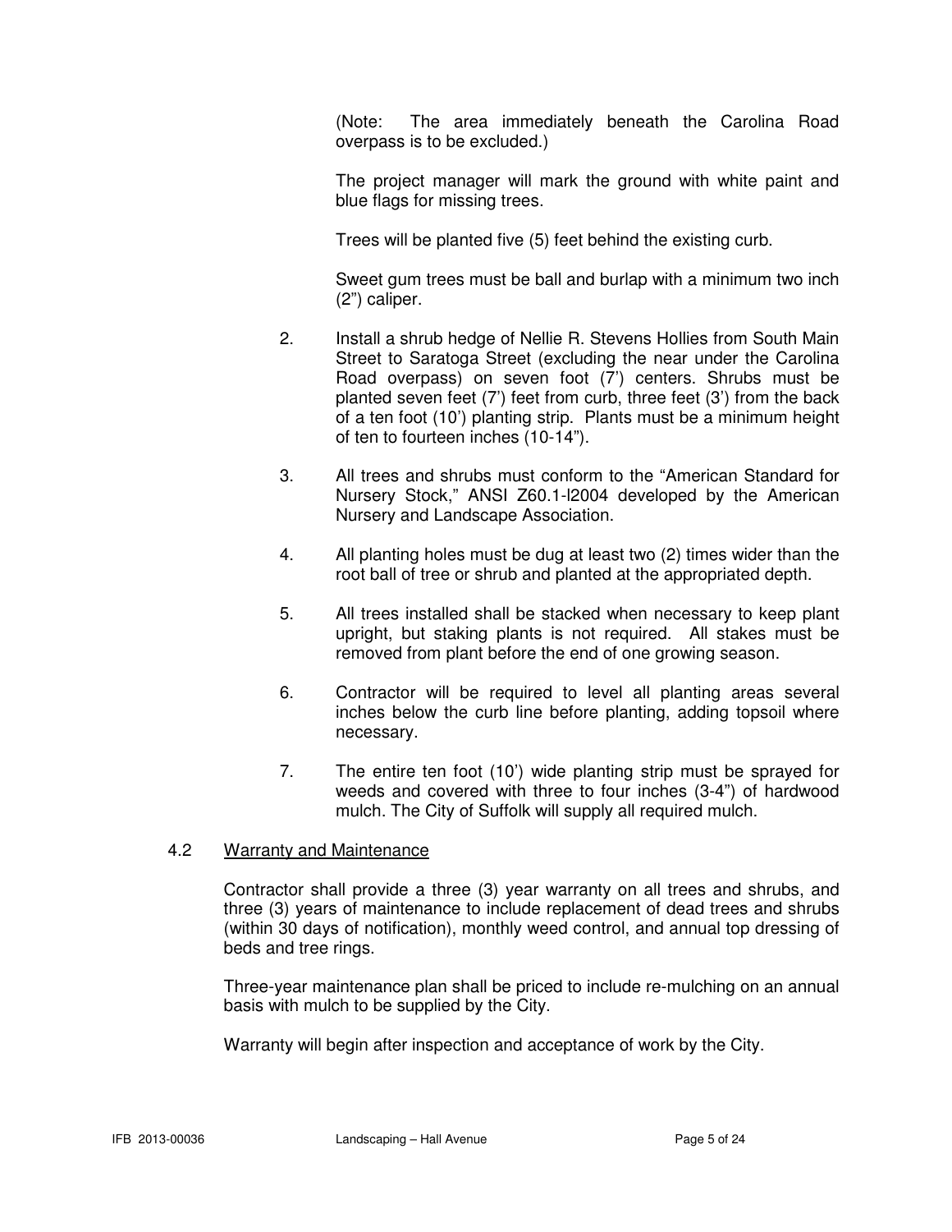(Note: The area immediately beneath the Carolina Road overpass is to be excluded.)

The project manager will mark the ground with white paint and blue flags for missing trees.

Trees will be planted five (5) feet behind the existing curb.

Sweet gum trees must be ball and burlap with a minimum two inch (2") caliper.

2. Install a shrub hedge of Nellie R. Stevens Hollies from South Main Street to Saratoga Street (excluding the near under the Carolina Road overpass) on seven foot (7') centers. Shrubs must be planted seven feet (7') feet from curb, three feet (3') from the back of a ten foot (10') planting strip. Plants must be a minimum height of ten to fourteen inches (10-14").

3. All trees and shrubs must conform to the "American Standard for Nursery Stock," ANSI Z60.1-l2004 developed by the American Nursery and Landscape Association.

4. All planting holes must be dug at least two (2) times wider than the root ball of tree or shrub and planted at the appropriated depth.

5. All trees installed shall be stacked when necessary to keep plant upright, but staking plants is not required. All stakes must be removed from plant before the end of one growing season.

6. Contractor will be required to level all planting areas several inches below the curb line before planting, adding topsoil where necessary.

7. The entire ten foot (10') wide planting strip must be sprayed for weeds and covered with three to four inches (3-4") of hardwood mulch. The City of Suffolk will supply all required mulch.

### 4.2 Warranty and Maintenance

Contractor shall provide a three (3) year warranty on all trees and shrubs, and three (3) years of maintenance to include replacement of dead trees and shrubs (within 30 days of notification), monthly weed control, and annual top dressing of beds and tree rings.

Three-year maintenance plan shall be priced to include re-mulching on an annual basis with mulch to be supplied by the City.

Warranty will begin after inspection and acceptance of work by the City.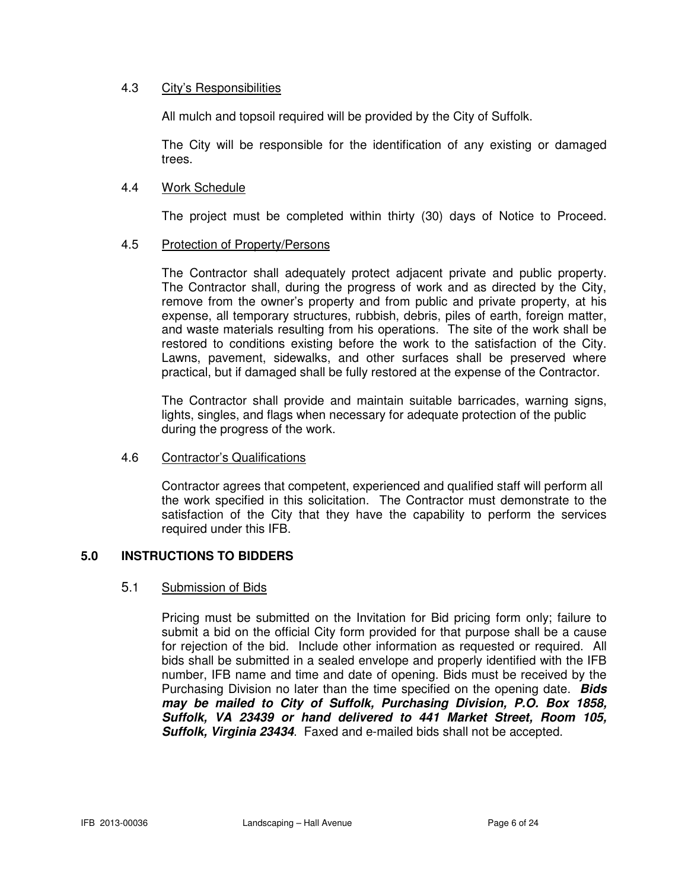### 4.3 City's Responsibilities

All mulch and topsoil required will be provided by the City of Suffolk.

The City will be responsible for the identification of any existing or damaged trees.

### 4.4 Work Schedule

The project must be completed within thirty (30) days of Notice to Proceed.

### 4.5 Protection of Property/Persons

The Contractor shall adequately protect adjacent private and public property. The Contractor shall, during the progress of work and as directed by the City, remove from the owner's property and from public and private property, at his expense, all temporary structures, rubbish, debris, piles of earth, foreign matter, and waste materials resulting from his operations. The site of the work shall be restored to conditions existing before the work to the satisfaction of the City. Lawns, pavement, sidewalks, and other surfaces shall be preserved where practical, but if damaged shall be fully restored at the expense of the Contractor.

The Contractor shall provide and maintain suitable barricades, warning signs, lights, singles, and flags when necessary for adequate protection of the public during the progress of the work.

### 4.6 Contractor's Qualifications

Contractor agrees that competent, experienced and qualified staff will perform all the work specified in this solicitation. The Contractor must demonstrate to the satisfaction of the City that they have the capability to perform the services required under this IFB.

## 5.0 INSTRUCTIONS TO BIDDERS

### 5.1 Submission of Bids

Pricing must be submitted on the Invitation for Bid pricing form only; failure to submit a bid on the official City form provided for that purpose shall be a cause for rejection of the bid. Include other information as requested or required. All bids shall be submitted in a sealed envelope and properly identified with the IFB number, IFB name and time and date of opening. Bids must be received by the Purchasing Division no later than the time specified on the opening date. ***Bids may be mailed to City of Suffolk, Purchasing Division, P.O. Box 1858, Suffolk, VA 23439 or hand delivered to 441 Market Street, Room 105, Suffolk, Virginia 23434***. Faxed and e-mailed bids shall not be accepted.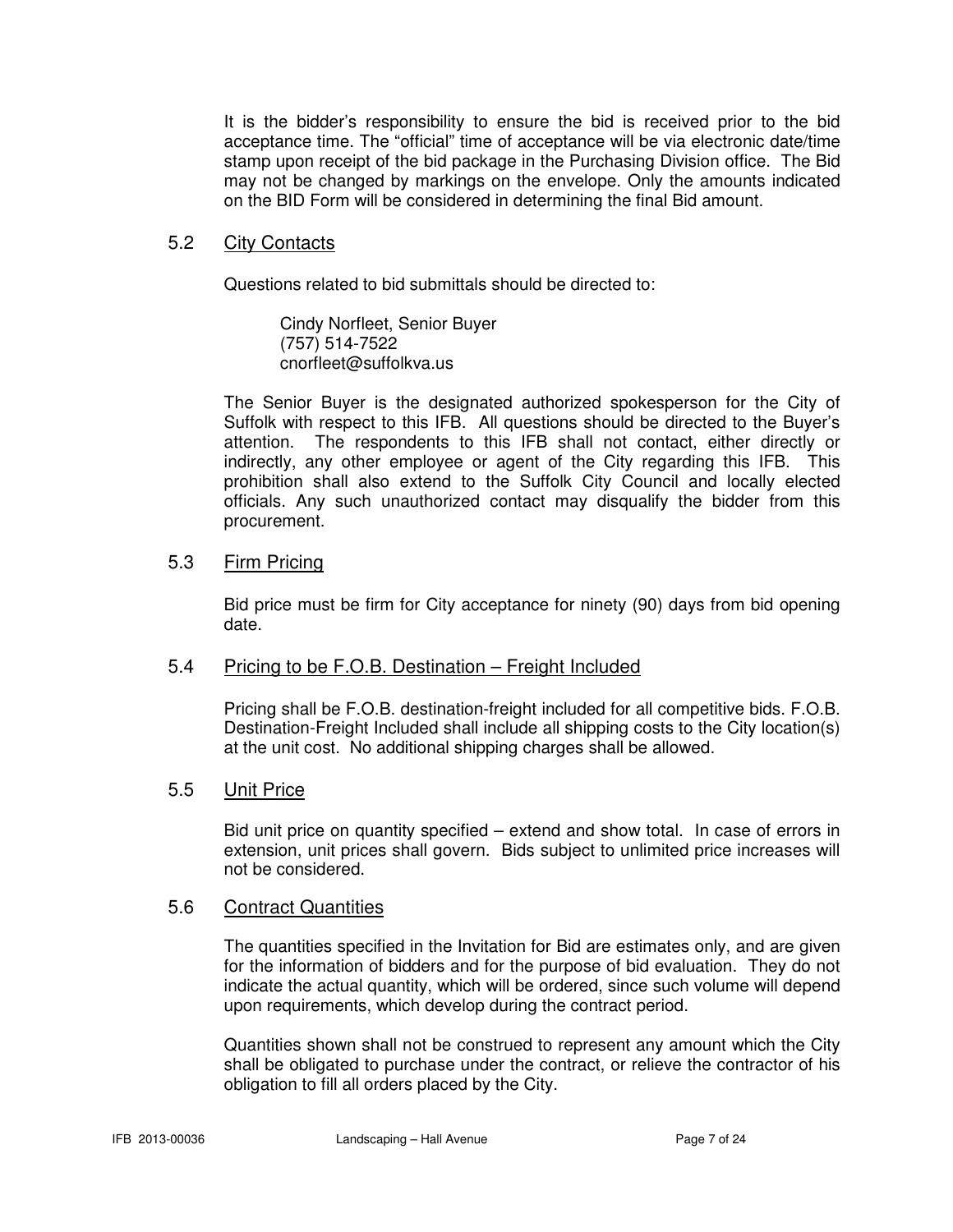It is the bidder's responsibility to ensure the bid is received prior to the bid acceptance time. The "official" time of acceptance will be via electronic date/time stamp upon receipt of the bid package in the Purchasing Division office. The Bid may not be changed by markings on the envelope. Only the amounts indicated on the BID Form will be considered in determining the final Bid amount.

## 5.2 City Contacts

Questions related to bid submittals should be directed to:

Cindy Norfleet, Senior Buyer
(757) 514-7522
cnorfleet@suffolkva.us

The Senior Buyer is the designated authorized spokesperson for the City of Suffolk with respect to this IFB. All questions should be directed to the Buyer's attention. The respondents to this IFB shall not contact, either directly or indirectly, any other employee or agent of the City regarding this IFB. This prohibition shall also extend to the Suffolk City Council and locally elected officials. Any such unauthorized contact may disqualify the bidder from this procurement.

## 5.3 Firm Pricing

Bid price must be firm for City acceptance for ninety (90) days from bid opening date.

## 5.4 Pricing to be F.O.B. Destination – Freight Included

Pricing shall be F.O.B. destination-freight included for all competitive bids. F.O.B. Destination-Freight Included shall include all shipping costs to the City location(s) at the unit cost. No additional shipping charges shall be allowed.

## 5.5 Unit Price

Bid unit price on quantity specified – extend and show total. In case of errors in extension, unit prices shall govern. Bids subject to unlimited price increases will not be considered.

## 5.6 Contract Quantities

The quantities specified in the Invitation for Bid are estimates only, and are given for the information of bidders and for the purpose of bid evaluation. They do not indicate the actual quantity, which will be ordered, since such volume will depend upon requirements, which develop during the contract period.

Quantities shown shall not be construed to represent any amount which the City shall be obligated to purchase under the contract, or relieve the contractor of his obligation to fill all orders placed by the City.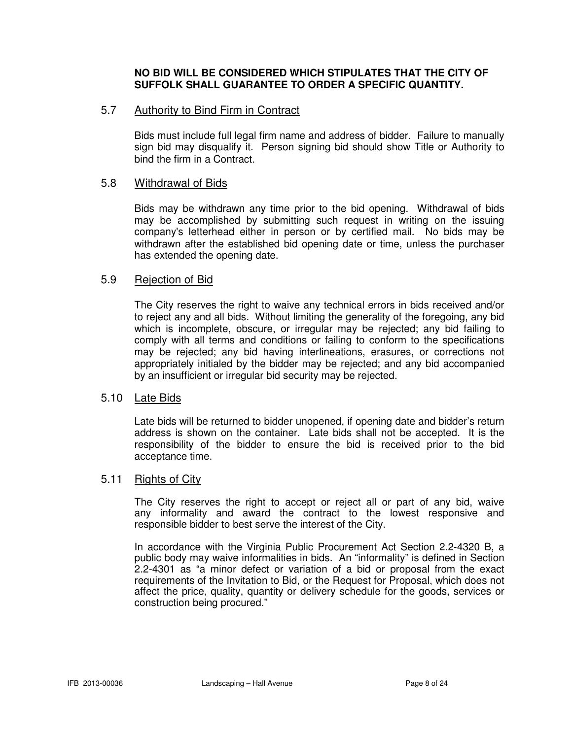**NO BID WILL BE CONSIDERED WHICH STIPULATES THAT THE CITY OF SUFFOLK SHALL GUARANTEE TO ORDER A SPECIFIC QUANTITY.**

### 5.7 Authority to Bind Firm in Contract

Bids must include full legal firm name and address of bidder. Failure to manually sign bid may disqualify it. Person signing bid should show Title or Authority to bind the firm in a Contract.

### 5.8 Withdrawal of Bids

Bids may be withdrawn any time prior to the bid opening. Withdrawal of bids may be accomplished by submitting such request in writing on the issuing company's letterhead either in person or by certified mail. No bids may be withdrawn after the established bid opening date or time, unless the purchaser has extended the opening date.

### 5.9 Rejection of Bid

The City reserves the right to waive any technical errors in bids received and/or to reject any and all bids. Without limiting the generality of the foregoing, any bid which is incomplete, obscure, or irregular may be rejected; any bid failing to comply with all terms and conditions or failing to conform to the specifications may be rejected; any bid having interlineations, erasures, or corrections not appropriately initialed by the bidder may be rejected; and any bid accompanied by an insufficient or irregular bid security may be rejected.

### 5.10 Late Bids

Late bids will be returned to bidder unopened, if opening date and bidder's return address is shown on the container. Late bids shall not be accepted. It is the responsibility of the bidder to ensure the bid is received prior to the bid acceptance time.

### 5.11 Rights of City

The City reserves the right to accept or reject all or part of any bid, waive any informality and award the contract to the lowest responsive and responsible bidder to best serve the interest of the City.

In accordance with the Virginia Public Procurement Act Section 2.2-4320 B, a public body may waive informalities in bids. An "informality" is defined in Section 2.2-4301 as "a minor defect or variation of a bid or proposal from the exact requirements of the Invitation to Bid, or the Request for Proposal, which does not affect the price, quality, quantity or delivery schedule for the goods, services or construction being procured."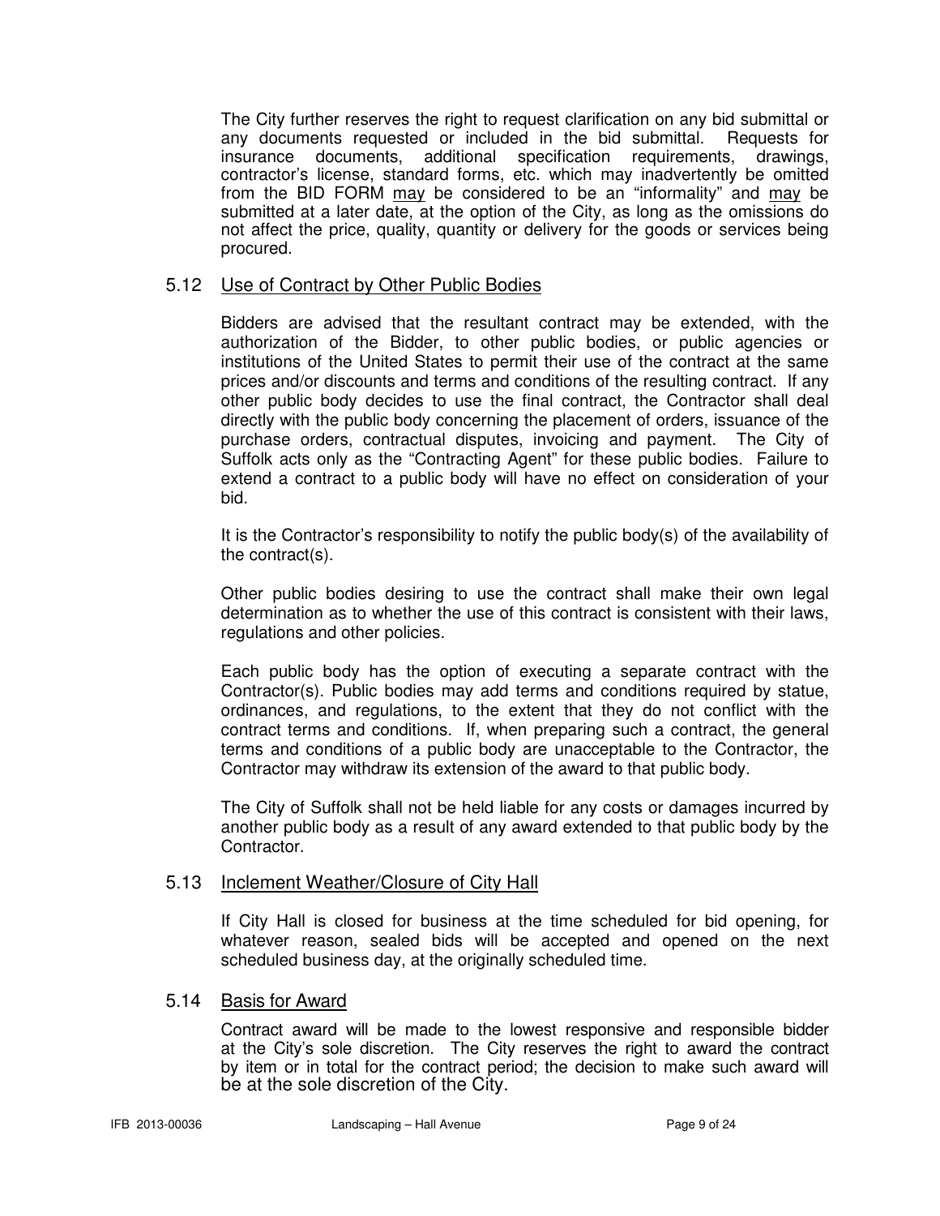The City further reserves the right to request clarification on any bid submittal or any documents requested or included in the bid submittal. Requests for insurance documents, additional specification requirements, drawings, contractor's license, standard forms, etc. which may inadvertently be omitted from the BID FORM may be considered to be an "informality" and may be submitted at a later date, at the option of the City, as long as the omissions do not affect the price, quality, quantity or delivery for the goods or services being procured.

### 5.12 Use of Contract by Other Public Bodies

Bidders are advised that the resultant contract may be extended, with the authorization of the Bidder, to other public bodies, or public agencies or institutions of the United States to permit their use of the contract at the same prices and/or discounts and terms and conditions of the resulting contract. If any other public body decides to use the final contract, the Contractor shall deal directly with the public body concerning the placement of orders, issuance of the purchase orders, contractual disputes, invoicing and payment. The City of Suffolk acts only as the "Contracting Agent" for these public bodies. Failure to extend a contract to a public body will have no effect on consideration of your bid.

It is the Contractor's responsibility to notify the public body(s) of the availability of the contract(s).

Other public bodies desiring to use the contract shall make their own legal determination as to whether the use of this contract is consistent with their laws, regulations and other policies.

Each public body has the option of executing a separate contract with the Contractor(s). Public bodies may add terms and conditions required by statue, ordinances, and regulations, to the extent that they do not conflict with the contract terms and conditions. If, when preparing such a contract, the general terms and conditions of a public body are unacceptable to the Contractor, the Contractor may withdraw its extension of the award to that public body.

The City of Suffolk shall not be held liable for any costs or damages incurred by another public body as a result of any award extended to that public body by the Contractor.

### 5.13 Inclement Weather/Closure of City Hall

If City Hall is closed for business at the time scheduled for bid opening, for whatever reason, sealed bids will be accepted and opened on the next scheduled business day, at the originally scheduled time.

### 5.14 Basis for Award

Contract award will be made to the lowest responsive and responsible bidder at the City's sole discretion. The City reserves the right to award the contract by item or in total for the contract period; the decision to make such award will be at the sole discretion of the City.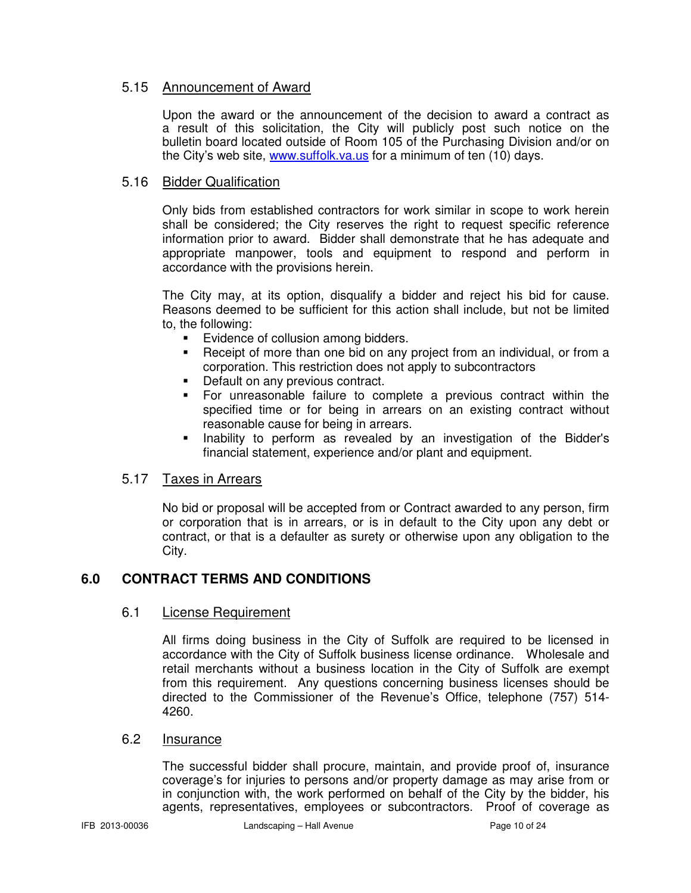### 5.15 Announcement of Award

Upon the award or the announcement of the decision to award a contract as a result of this solicitation, the City will publicly post such notice on the bulletin board located outside of Room 105 of the Purchasing Division and/or on the City's web site, www.suffolk.va.us for a minimum of ten (10) days.

### 5.16 Bidder Qualification

Only bids from established contractors for work similar in scope to work herein shall be considered; the City reserves the right to request specific reference information prior to award. Bidder shall demonstrate that he has adequate and appropriate manpower, tools and equipment to respond and perform in accordance with the provisions herein.

The City may, at its option, disqualify a bidder and reject his bid for cause. Reasons deemed to be sufficient for this action shall include, but not be limited to, the following:

- Evidence of collusion among bidders.
- Receipt of more than one bid on any project from an individual, or from a corporation. This restriction does not apply to subcontractors
- Default on any previous contract.
- For unreasonable failure to complete a previous contract within the specified time or for being in arrears on an existing contract without reasonable cause for being in arrears.
- Inability to perform as revealed by an investigation of the Bidder's financial statement, experience and/or plant and equipment.

### 5.17 Taxes in Arrears

No bid or proposal will be accepted from or Contract awarded to any person, firm or corporation that is in arrears, or is in default to the City upon any debt or contract, or that is a defaulter as surety or otherwise upon any obligation to the City.

## 6.0 CONTRACT TERMS AND CONDITIONS

### 6.1 License Requirement

All firms doing business in the City of Suffolk are required to be licensed in accordance with the City of Suffolk business license ordinance. Wholesale and retail merchants without a business location in the City of Suffolk are exempt from this requirement. Any questions concerning business licenses should be directed to the Commissioner of the Revenue's Office, telephone (757) 514-4260.

### 6.2 Insurance

The successful bidder shall procure, maintain, and provide proof of, insurance coverage's for injuries to persons and/or property damage as may arise from or in conjunction with, the work performed on behalf of the City by the bidder, his agents, representatives, employees or subcontractors. Proof of coverage as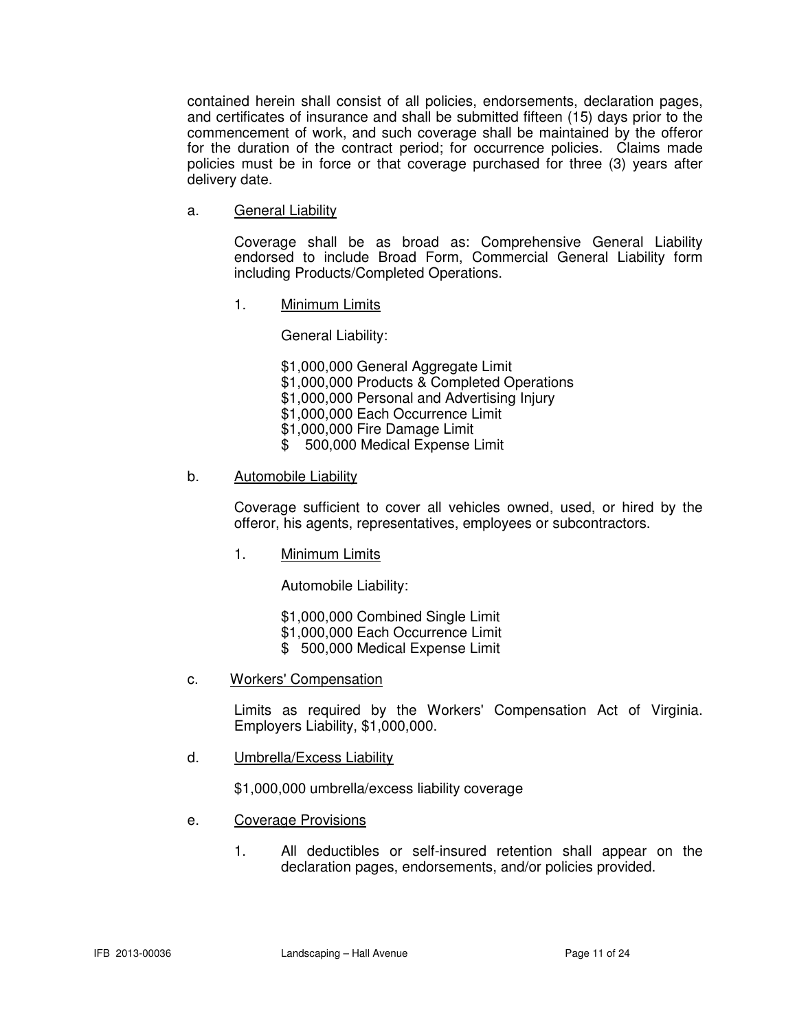contained herein shall consist of all policies, endorsements, declaration pages, and certificates of insurance and shall be submitted fifteen (15) days prior to the commencement of work, and such coverage shall be maintained by the offeror for the duration of the contract period; for occurrence policies. Claims made policies must be in force or that coverage purchased for three (3) years after delivery date.

a. General Liability

Coverage shall be as broad as: Comprehensive General Liability endorsed to include Broad Form, Commercial General Liability form including Products/Completed Operations.

1. Minimum Limits

General Liability:

$1,000,000 General Aggregate Limit
$1,000,000 Products & Completed Operations
$1,000,000 Personal and Advertising Injury
$1,000,000 Each Occurrence Limit
$1,000,000 Fire Damage Limit
$ 500,000 Medical Expense Limit

b. Automobile Liability

Coverage sufficient to cover all vehicles owned, used, or hired by the offeror, his agents, representatives, employees or subcontractors.

1. Minimum Limits

Automobile Liability:

$1,000,000 Combined Single Limit
$1,000,000 Each Occurrence Limit
$ 500,000 Medical Expense Limit

c. Workers' Compensation

Limits as required by the Workers' Compensation Act of Virginia. Employers Liability, $1,000,000.

d. Umbrella/Excess Liability

$1,000,000 umbrella/excess liability coverage

e. Coverage Provisions

1. All deductibles or self-insured retention shall appear on the declaration pages, endorsements, and/or policies provided.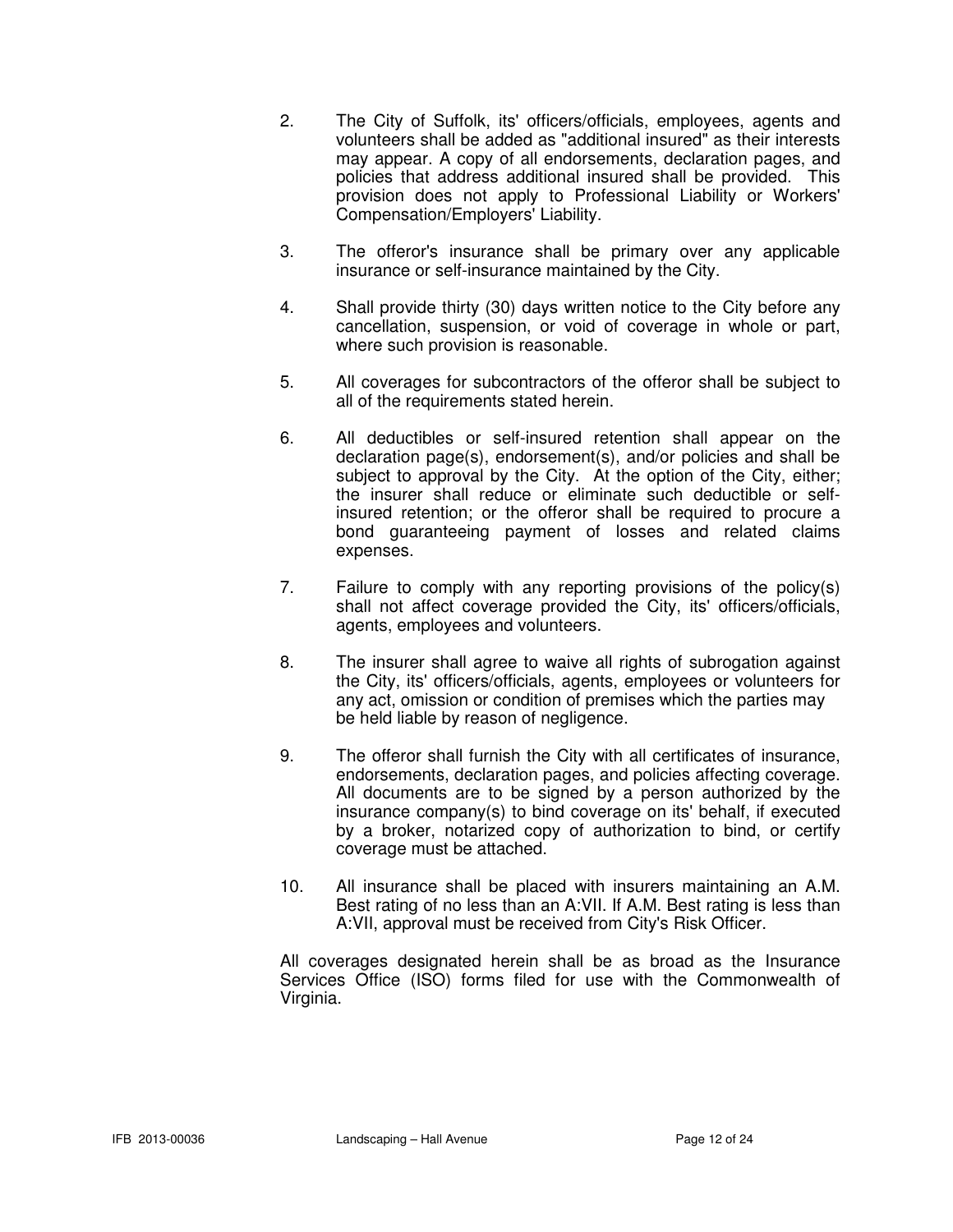2. The City of Suffolk, its' officers/officials, employees, agents and volunteers shall be added as "additional insured" as their interests may appear. A copy of all endorsements, declaration pages, and policies that address additional insured shall be provided. This provision does not apply to Professional Liability or Workers' Compensation/Employers' Liability.

3. The offeror's insurance shall be primary over any applicable insurance or self-insurance maintained by the City.

4. Shall provide thirty (30) days written notice to the City before any cancellation, suspension, or void of coverage in whole or part, where such provision is reasonable.

5. All coverages for subcontractors of the offeror shall be subject to all of the requirements stated herein.

6. All deductibles or self-insured retention shall appear on the declaration page(s), endorsement(s), and/or policies and shall be subject to approval by the City. At the option of the City, either; the insurer shall reduce or eliminate such deductible or self-insured retention; or the offeror shall be required to procure a bond guaranteeing payment of losses and related claims expenses.

7. Failure to comply with any reporting provisions of the policy(s) shall not affect coverage provided the City, its' officers/officials, agents, employees and volunteers.

8. The insurer shall agree to waive all rights of subrogation against the City, its' officers/officials, agents, employees or volunteers for any act, omission or condition of premises which the parties may be held liable by reason of negligence.

9. The offeror shall furnish the City with all certificates of insurance, endorsements, declaration pages, and policies affecting coverage. All documents are to be signed by a person authorized by the insurance company(s) to bind coverage on its' behalf, if executed by a broker, notarized copy of authorization to bind, or certify coverage must be attached.

10. All insurance shall be placed with insurers maintaining an A.M. Best rating of no less than an A:VII. If A.M. Best rating is less than A:VII, approval must be received from City's Risk Officer.

All coverages designated herein shall be as broad as the Insurance Services Office (ISO) forms filed for use with the Commonwealth of Virginia.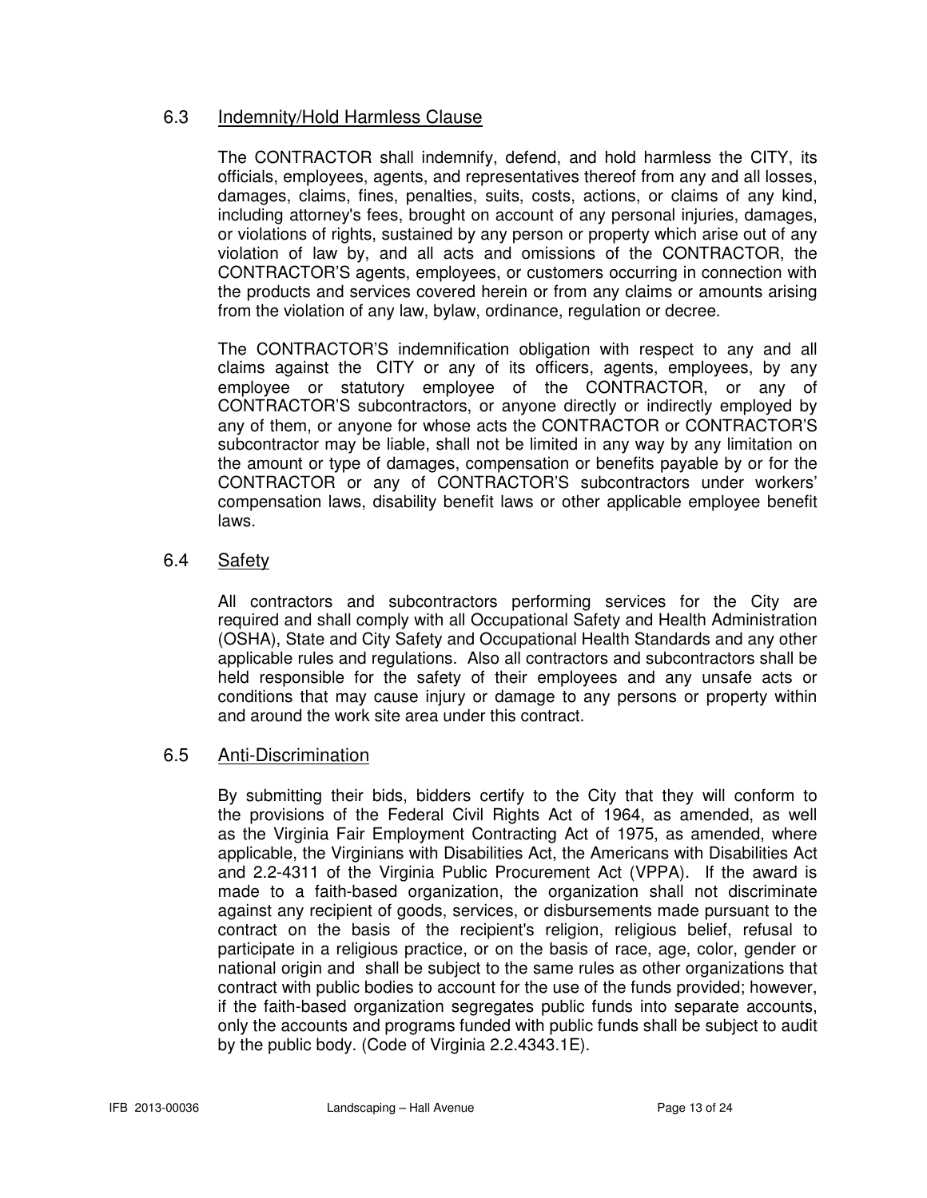## 6.3 Indemnity/Hold Harmless Clause

The CONTRACTOR shall indemnify, defend, and hold harmless the CITY, its officials, employees, agents, and representatives thereof from any and all losses, damages, claims, fines, penalties, suits, costs, actions, or claims of any kind, including attorney's fees, brought on account of any personal injuries, damages, or violations of rights, sustained by any person or property which arise out of any violation of law by, and all acts and omissions of the CONTRACTOR, the CONTRACTOR'S agents, employees, or customers occurring in connection with the products and services covered herein or from any claims or amounts arising from the violation of any law, bylaw, ordinance, regulation or decree.

The CONTRACTOR'S indemnification obligation with respect to any and all claims against the CITY or any of its officers, agents, employees, by any employee or statutory employee of the CONTRACTOR, or any of CONTRACTOR'S subcontractors, or anyone directly or indirectly employed by any of them, or anyone for whose acts the CONTRACTOR or CONTRACTOR'S subcontractor may be liable, shall not be limited in any way by any limitation on the amount or type of damages, compensation or benefits payable by or for the CONTRACTOR or any of CONTRACTOR'S subcontractors under workers' compensation laws, disability benefit laws or other applicable employee benefit laws.

## 6.4 Safety

All contractors and subcontractors performing services for the City are required and shall comply with all Occupational Safety and Health Administration (OSHA), State and City Safety and Occupational Health Standards and any other applicable rules and regulations. Also all contractors and subcontractors shall be held responsible for the safety of their employees and any unsafe acts or conditions that may cause injury or damage to any persons or property within and around the work site area under this contract.

## 6.5 Anti-Discrimination

By submitting their bids, bidders certify to the City that they will conform to the provisions of the Federal Civil Rights Act of 1964, as amended, as well as the Virginia Fair Employment Contracting Act of 1975, as amended, where applicable, the Virginians with Disabilities Act, the Americans with Disabilities Act and 2.2-4311 of the Virginia Public Procurement Act (VPPA). If the award is made to a faith-based organization, the organization shall not discriminate against any recipient of goods, services, or disbursements made pursuant to the contract on the basis of the recipient's religion, religious belief, refusal to participate in a religious practice, or on the basis of race, age, color, gender or national origin and shall be subject to the same rules as other organizations that contract with public bodies to account for the use of the funds provided; however, if the faith-based organization segregates public funds into separate accounts, only the accounts and programs funded with public funds shall be subject to audit by the public body. (Code of Virginia 2.2.4343.1E).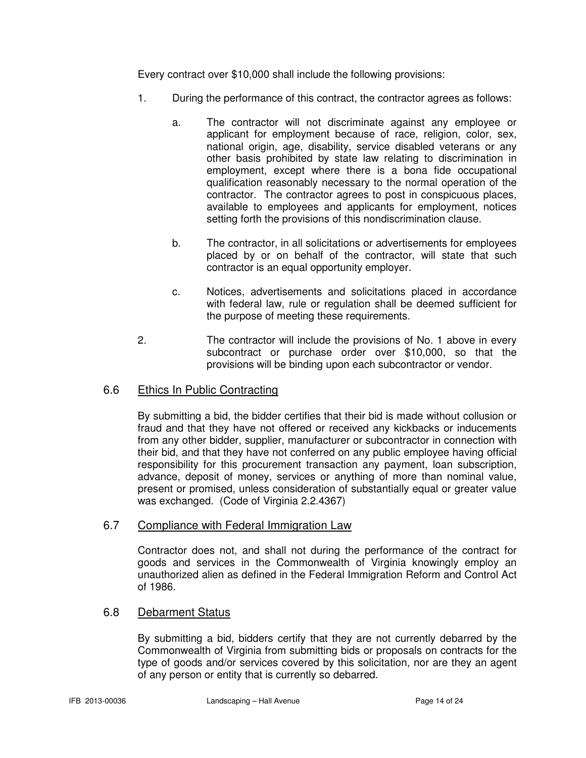Every contract over $10,000 shall include the following provisions:

1. During the performance of this contract, the contractor agrees as follows:

   a. The contractor will not discriminate against any employee or applicant for employment because of race, religion, color, sex, national origin, age, disability, service disabled veterans or any other basis prohibited by state law relating to discrimination in employment, except where there is a bona fide occupational qualification reasonably necessary to the normal operation of the contractor. The contractor agrees to post in conspicuous places, available to employees and applicants for employment, notices setting forth the provisions of this nondiscrimination clause.

   b. The contractor, in all solicitations or advertisements for employees placed by or on behalf of the contractor, will state that such contractor is an equal opportunity employer.

   c. Notices, advertisements and solicitations placed in accordance with federal law, rule or regulation shall be deemed sufficient for the purpose of meeting these requirements.

2. The contractor will include the provisions of No. 1 above in every subcontract or purchase order over $10,000, so that the provisions will be binding upon each subcontractor or vendor.

## 6.6 Ethics In Public Contracting

By submitting a bid, the bidder certifies that their bid is made without collusion or fraud and that they have not offered or received any kickbacks or inducements from any other bidder, supplier, manufacturer or subcontractor in connection with their bid, and that they have not conferred on any public employee having official responsibility for this procurement transaction any payment, loan subscription, advance, deposit of money, services or anything of more than nominal value, present or promised, unless consideration of substantially equal or greater value was exchanged. (Code of Virginia 2.2.4367)

## 6.7 Compliance with Federal Immigration Law

Contractor does not, and shall not during the performance of the contract for goods and services in the Commonwealth of Virginia knowingly employ an unauthorized alien as defined in the Federal Immigration Reform and Control Act of 1986.

## 6.8 Debarment Status

By submitting a bid, bidders certify that they are not currently debarred by the Commonwealth of Virginia from submitting bids or proposals on contracts for the type of goods and/or services covered by this solicitation, nor are they an agent of any person or entity that is currently so debarred.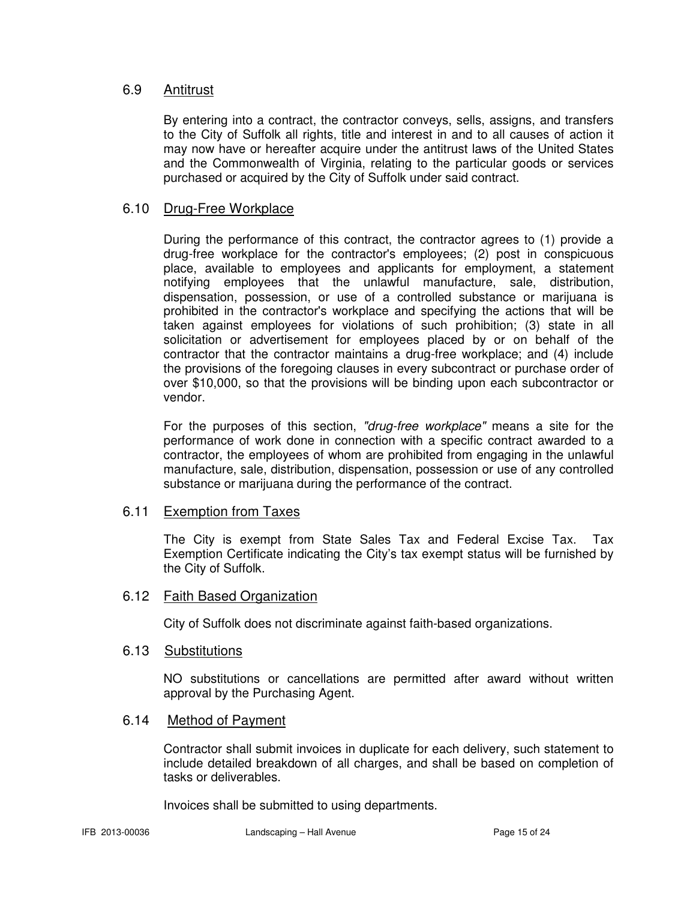### 6.9 Antitrust

By entering into a contract, the contractor conveys, sells, assigns, and transfers to the City of Suffolk all rights, title and interest in and to all causes of action it may now have or hereafter acquire under the antitrust laws of the United States and the Commonwealth of Virginia, relating to the particular goods or services purchased or acquired by the City of Suffolk under said contract.

### 6.10 Drug-Free Workplace

During the performance of this contract, the contractor agrees to (1) provide a drug-free workplace for the contractor's employees; (2) post in conspicuous place, available to employees and applicants for employment, a statement notifying employees that the unlawful manufacture, sale, distribution, dispensation, possession, or use of a controlled substance or marijuana is prohibited in the contractor's workplace and specifying the actions that will be taken against employees for violations of such prohibition; (3) state in all solicitation or advertisement for employees placed by or on behalf of the contractor that the contractor maintains a drug-free workplace; and (4) include the provisions of the foregoing clauses in every subcontract or purchase order of over $10,000, so that the provisions will be binding upon each subcontractor or vendor.

For the purposes of this section, *"drug-free workplace"* means a site for the performance of work done in connection with a specific contract awarded to a contractor, the employees of whom are prohibited from engaging in the unlawful manufacture, sale, distribution, dispensation, possession or use of any controlled substance or marijuana during the performance of the contract.

### 6.11 Exemption from Taxes

The City is exempt from State Sales Tax and Federal Excise Tax. Tax Exemption Certificate indicating the City's tax exempt status will be furnished by the City of Suffolk.

### 6.12 Faith Based Organization

City of Suffolk does not discriminate against faith-based organizations.

### 6.13 Substitutions

NO substitutions or cancellations are permitted after award without written approval by the Purchasing Agent.

### 6.14 Method of Payment

Contractor shall submit invoices in duplicate for each delivery, such statement to include detailed breakdown of all charges, and shall be based on completion of tasks or deliverables.

Invoices shall be submitted to using departments.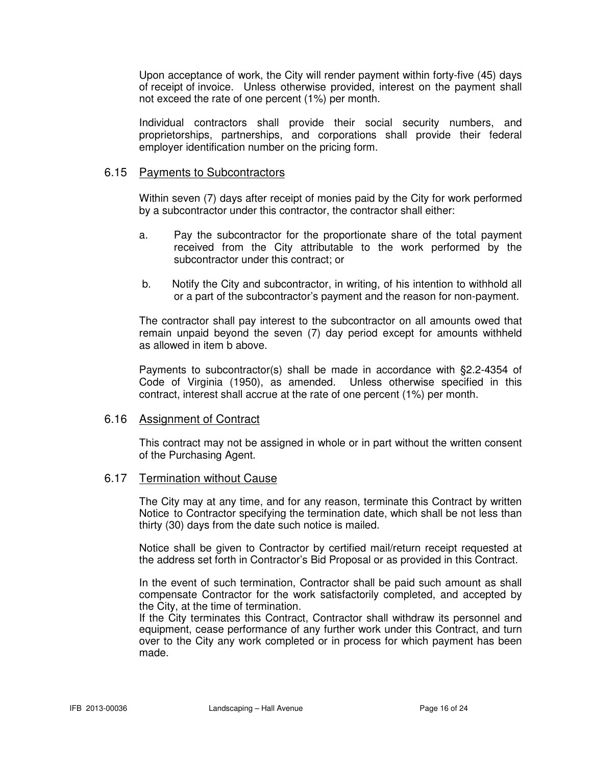Upon acceptance of work, the City will render payment within forty-five (45) days of receipt of invoice. Unless otherwise provided, interest on the payment shall not exceed the rate of one percent (1%) per month.

Individual contractors shall provide their social security numbers, and proprietorships, partnerships, and corporations shall provide their federal employer identification number on the pricing form.

## 6.15 Payments to Subcontractors

Within seven (7) days after receipt of monies paid by the City for work performed by a subcontractor under this contractor, the contractor shall either:

a. Pay the subcontractor for the proportionate share of the total payment received from the City attributable to the work performed by the subcontractor under this contract; or

b. Notify the City and subcontractor, in writing, of his intention to withhold all or a part of the subcontractor's payment and the reason for non-payment.

The contractor shall pay interest to the subcontractor on all amounts owed that remain unpaid beyond the seven (7) day period except for amounts withheld as allowed in item b above.

Payments to subcontractor(s) shall be made in accordance with §2.2-4354 of Code of Virginia (1950), as amended. Unless otherwise specified in this contract, interest shall accrue at the rate of one percent (1%) per month.

## 6.16 Assignment of Contract

This contract may not be assigned in whole or in part without the written consent of the Purchasing Agent.

## 6.17 Termination without Cause

The City may at any time, and for any reason, terminate this Contract by written Notice to Contractor specifying the termination date, which shall be not less than thirty (30) days from the date such notice is mailed.

Notice shall be given to Contractor by certified mail/return receipt requested at the address set forth in Contractor's Bid Proposal or as provided in this Contract.

In the event of such termination, Contractor shall be paid such amount as shall compensate Contractor for the work satisfactorily completed, and accepted by the City, at the time of termination.
If the City terminates this Contract, Contractor shall withdraw its personnel and equipment, cease performance of any further work under this Contract, and turn over to the City any work completed or in process for which payment has been made.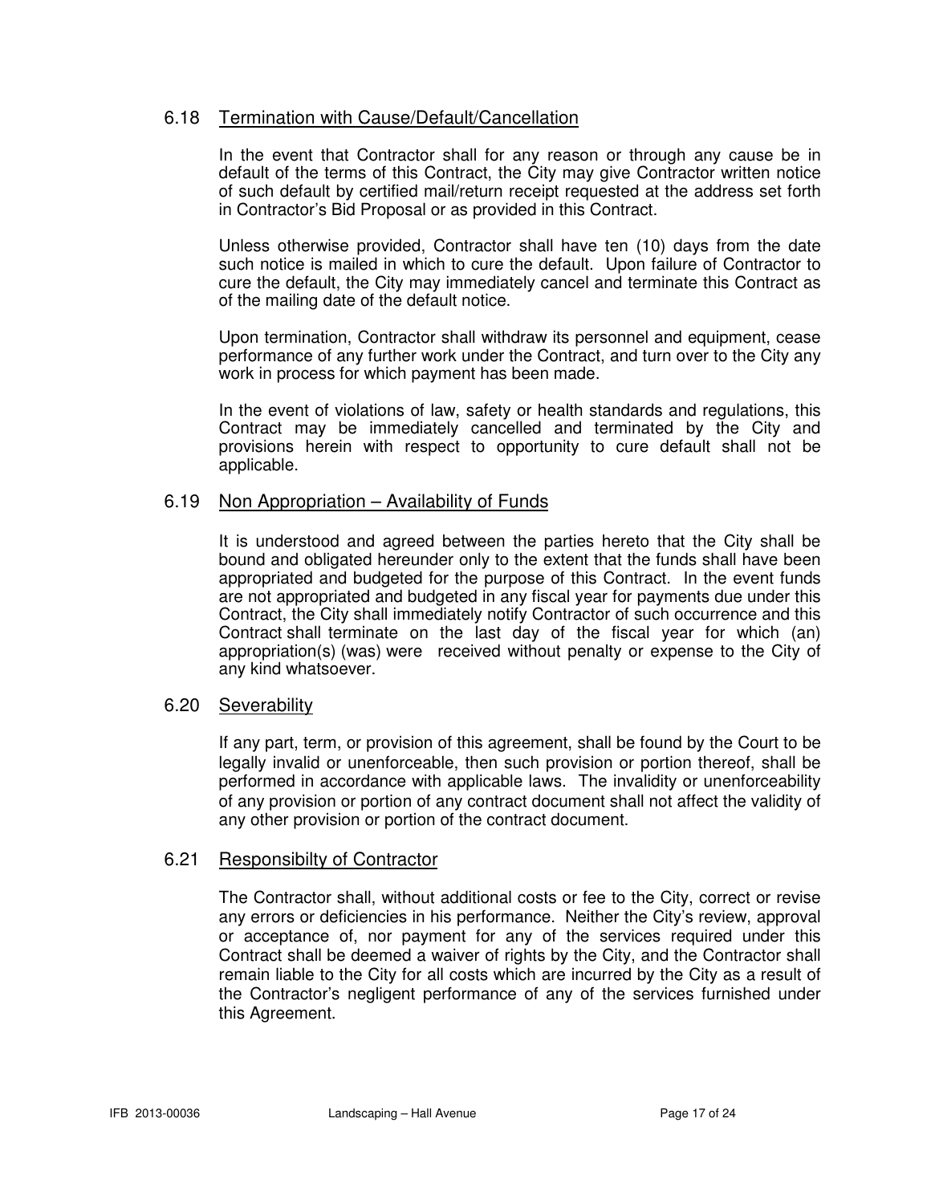### 6.18 Termination with Cause/Default/Cancellation

In the event that Contractor shall for any reason or through any cause be in default of the terms of this Contract, the City may give Contractor written notice of such default by certified mail/return receipt requested at the address set forth in Contractor's Bid Proposal or as provided in this Contract.

Unless otherwise provided, Contractor shall have ten (10) days from the date such notice is mailed in which to cure the default. Upon failure of Contractor to cure the default, the City may immediately cancel and terminate this Contract as of the mailing date of the default notice.

Upon termination, Contractor shall withdraw its personnel and equipment, cease performance of any further work under the Contract, and turn over to the City any work in process for which payment has been made.

In the event of violations of law, safety or health standards and regulations, this Contract may be immediately cancelled and terminated by the City and provisions herein with respect to opportunity to cure default shall not be applicable.

### 6.19 Non Appropriation – Availability of Funds

It is understood and agreed between the parties hereto that the City shall be bound and obligated hereunder only to the extent that the funds shall have been appropriated and budgeted for the purpose of this Contract. In the event funds are not appropriated and budgeted in any fiscal year for payments due under this Contract, the City shall immediately notify Contractor of such occurrence and this Contract shall terminate on the last day of the fiscal year for which (an) appropriation(s) (was) were received without penalty or expense to the City of any kind whatsoever.

### 6.20 Severability

If any part, term, or provision of this agreement, shall be found by the Court to be legally invalid or unenforceable, then such provision or portion thereof, shall be performed in accordance with applicable laws. The invalidity or unenforceability of any provision or portion of any contract document shall not affect the validity of any other provision or portion of the contract document.

### 6.21 Responsibilty of Contractor

The Contractor shall, without additional costs or fee to the City, correct or revise any errors or deficiencies in his performance. Neither the City's review, approval or acceptance of, nor payment for any of the services required under this Contract shall be deemed a waiver of rights by the City, and the Contractor shall remain liable to the City for all costs which are incurred by the City as a result of the Contractor's negligent performance of any of the services furnished under this Agreement.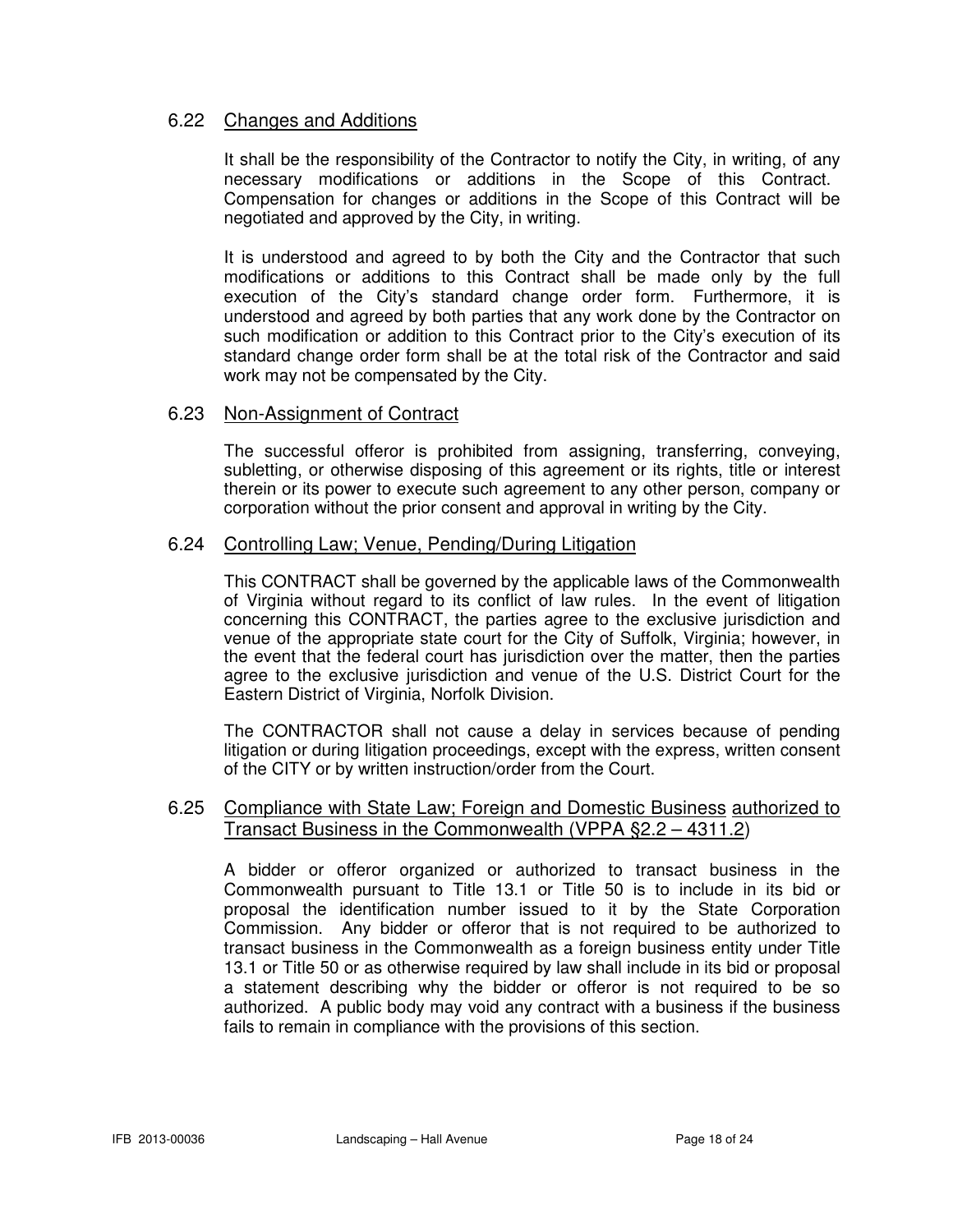## 6.22 Changes and Additions

It shall be the responsibility of the Contractor to notify the City, in writing, of any necessary modifications or additions in the Scope of this Contract. Compensation for changes or additions in the Scope of this Contract will be negotiated and approved by the City, in writing.

It is understood and agreed to by both the City and the Contractor that such modifications or additions to this Contract shall be made only by the full execution of the City's standard change order form. Furthermore, it is understood and agreed by both parties that any work done by the Contractor on such modification or addition to this Contract prior to the City's execution of its standard change order form shall be at the total risk of the Contractor and said work may not be compensated by the City.

## 6.23 Non-Assignment of Contract

The successful offeror is prohibited from assigning, transferring, conveying, subletting, or otherwise disposing of this agreement or its rights, title or interest therein or its power to execute such agreement to any other person, company or corporation without the prior consent and approval in writing by the City.

## 6.24 Controlling Law; Venue, Pending/During Litigation

This CONTRACT shall be governed by the applicable laws of the Commonwealth of Virginia without regard to its conflict of law rules. In the event of litigation concerning this CONTRACT, the parties agree to the exclusive jurisdiction and venue of the appropriate state court for the City of Suffolk, Virginia; however, in the event that the federal court has jurisdiction over the matter, then the parties agree to the exclusive jurisdiction and venue of the U.S. District Court for the Eastern District of Virginia, Norfolk Division.

The CONTRACTOR shall not cause a delay in services because of pending litigation or during litigation proceedings, except with the express, written consent of the CITY or by written instruction/order from the Court.

## 6.25 Compliance with State Law; Foreign and Domestic Business authorized to Transact Business in the Commonwealth (VPPA §2.2 – 4311.2)

A bidder or offeror organized or authorized to transact business in the Commonwealth pursuant to Title 13.1 or Title 50 is to include in its bid or proposal the identification number issued to it by the State Corporation Commission. Any bidder or offeror that is not required to be authorized to transact business in the Commonwealth as a foreign business entity under Title 13.1 or Title 50 or as otherwise required by law shall include in its bid or proposal a statement describing why the bidder or offeror is not required to be so authorized. A public body may void any contract with a business if the business fails to remain in compliance with the provisions of this section.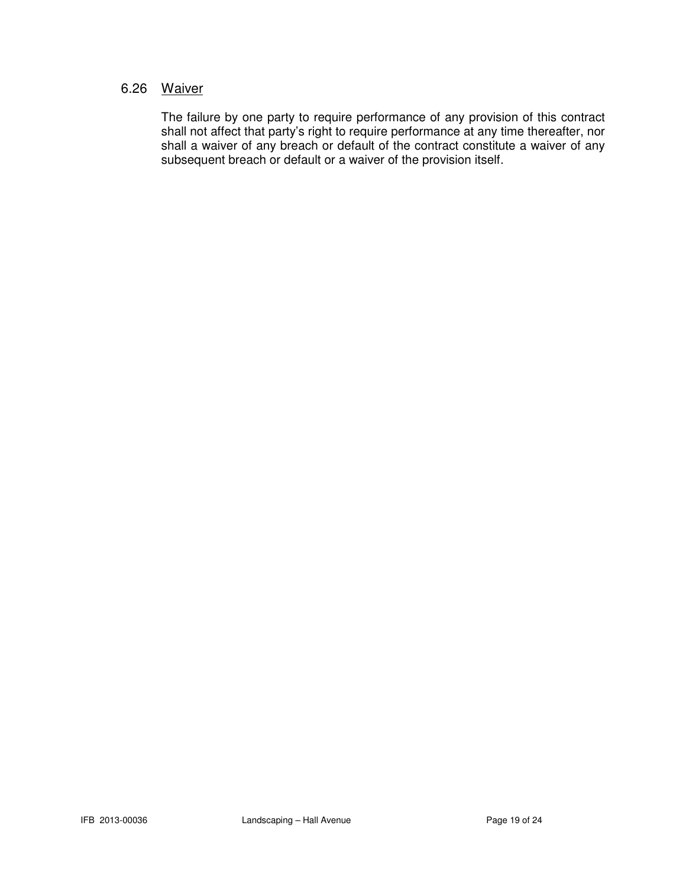### 6.26 Waiver

The failure by one party to require performance of any provision of this contract shall not affect that party's right to require performance at any time thereafter, nor shall a waiver of any breach or default of the contract constitute a waiver of any subsequent breach or default or a waiver of the provision itself.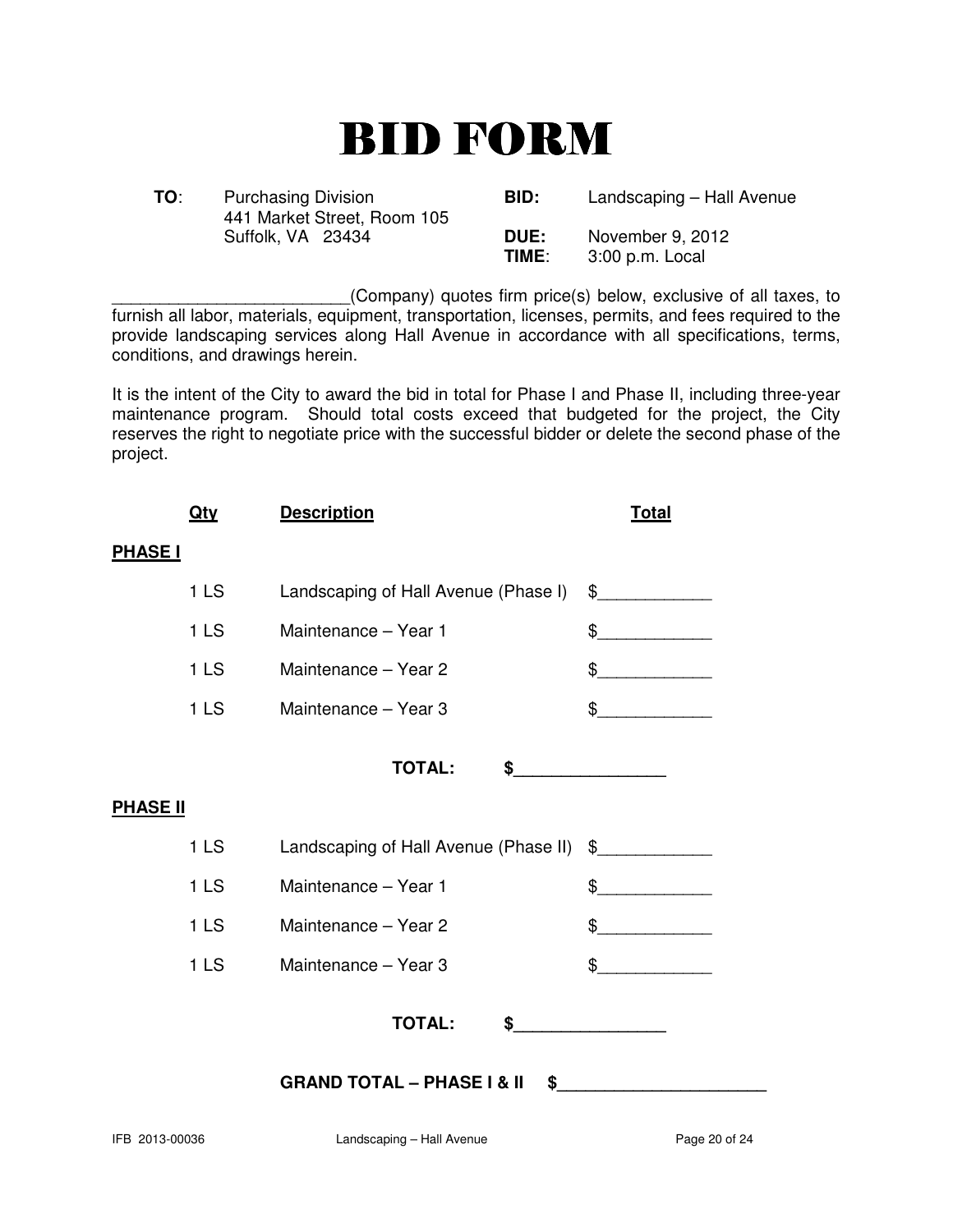# BID FORM

| | | | |
|---|---|---|---|
| **TO**: | Purchasing Division<br>441 Market Street, Room 105<br>Suffolk, VA 23434 | **BID:** | Landscaping – Hall Avenue |
| | | **DUE:**<br>**TIME**: | November 9, 2012<br>3:00 p.m. Local |

_________________________(Company) quotes firm price(s) below, exclusive of all taxes, to furnish all labor, materials, equipment, transportation, licenses, permits, and fees required to the provide landscaping services along Hall Avenue in accordance with all specifications, terms, conditions, and drawings herein.

It is the intent of the City to award the bid in total for Phase I and Phase II, including three-year maintenance program. Should total costs exceed that budgeted for the project, the City reserves the right to negotiate price with the successful bidder or delete the second phase of the project.

| **Qty** | **Description** | **Total** |
|---|---|---|
| **PHASE I** | | |
| 1 LS | Landscaping of Hall Avenue (Phase I) | $____________ |
| 1 LS | Maintenance – Year 1 | $____________ |
| 1 LS | Maintenance – Year 2 | $____________ |
| 1 LS | Maintenance – Year 3 | $____________ |
| | **TOTAL:** | **$________________** |
| **PHASE II** | | |
| 1 LS | Landscaping of Hall Avenue (Phase II) | $____________ |
| 1 LS | Maintenance – Year 1 | $____________ |
| 1 LS | Maintenance – Year 2 | $____________ |
| 1 LS | Maintenance – Year 3 | $____________ |
| | **TOTAL:** | **$________________** |
| | **GRAND TOTAL – PHASE I & II** | **$______________________** |

IFB 2013-00036 Landscaping – Hall Avenue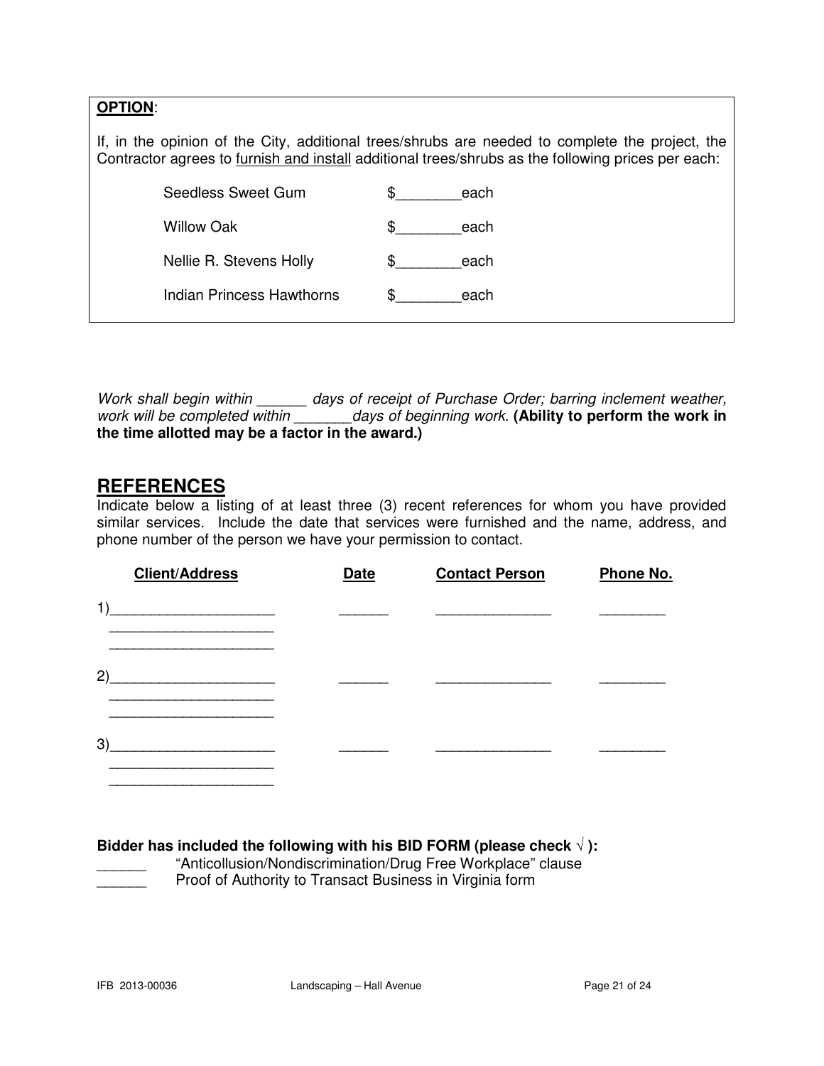**OPTION**:

If, in the opinion of the City, additional trees/shrubs are needed to complete the project, the Contractor agrees to furnish and install additional trees/shrubs as the following prices per each:

| | |
|---|---|
| Seedless Sweet Gum | $________each |
| Willow Oak | $________each |
| Nellie R. Stevens Holly | $________each |
| Indian Princess Hawthorns | $________each |

*Work shall begin within ______ days of receipt of Purchase Order; barring inclement weather, work will be completed within _______days of beginning work.* **(Ability to perform the work in the time allotted may be a factor in the award.)**

## REFERENCES

Indicate below a listing of at least three (3) recent references for whom you have provided similar services. Include the date that services were furnished and the name, address, and phone number of the person we have your permission to contact.

| Client/Address | Date | Contact Person | Phone No. |
|---|---|---|---|
| 1)____________________<br>____________________<br>____________________ | ______ | ______________ | ________ |
| 2)____________________<br>____________________<br>____________________ | ______ | ______________ | ________ |
| 3)____________________<br>____________________<br>____________________ | ______ | ______________ | ________ |

**Bidder has included the following with his BID FORM (please check √ ):**

______ "Anticollusion/Nondiscrimination/Drug Free Workplace" clause
______ Proof of Authority to Transact Business in Virginia form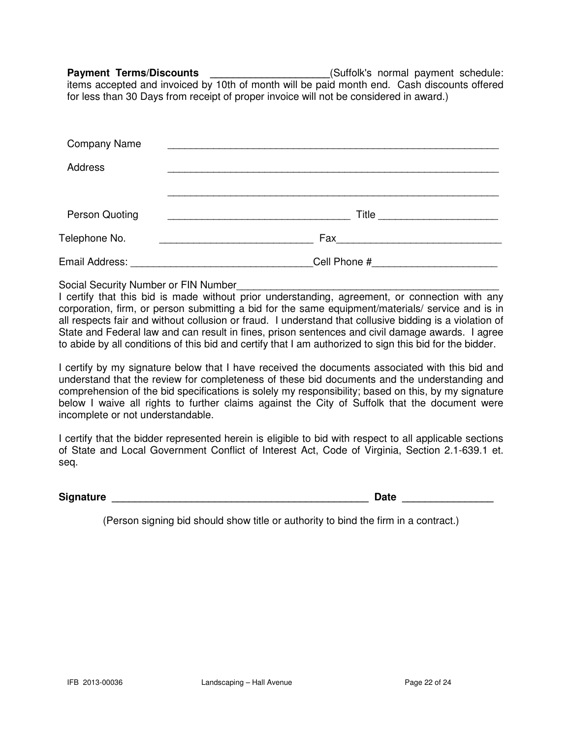**Payment Terms/Discounts** ____________________(Suffolk's normal payment schedule: items accepted and invoiced by 10th of month will be paid month end. Cash discounts offered for less than 30 Days from receipt of proper invoice will not be considered in award.)

Company Name ___________________________________________________________

Address ___________________________________________________________

___________________________________________________________

Person Quoting ________________________________ Title ____________________

Telephone No. ___________________________ Fax_____________________________

Email Address: _______________________________Cell Phone #_____________________

Social Security Number or FIN Number_______________________________________________

I certify that this bid is made without prior understanding, agreement, or connection with any corporation, firm, or person submitting a bid for the same equipment/materials/ service and is in all respects fair and without collusion or fraud. I understand that collusive bidding is a violation of State and Federal law and can result in fines, prison sentences and civil damage awards. I agree to abide by all conditions of this bid and certify that I am authorized to sign this bid for the bidder.

I certify by my signature below that I have received the documents associated with this bid and understand that the review for completeness of these bid documents and the understanding and comprehension of the bid specifications is solely my responsibility; based on this, by my signature below I waive all rights to further claims against the City of Suffolk that the document were incomplete or not understandable.

I certify that the bidder represented herein is eligible to bid with respect to all applicable sections of State and Local Government Conflict of Interest Act, Code of Virginia, Section 2.1-639.1 et. seq.

**Signature** ____________________________________________ **Date** _______________

(Person signing bid should show title or authority to bind the firm in a contract.)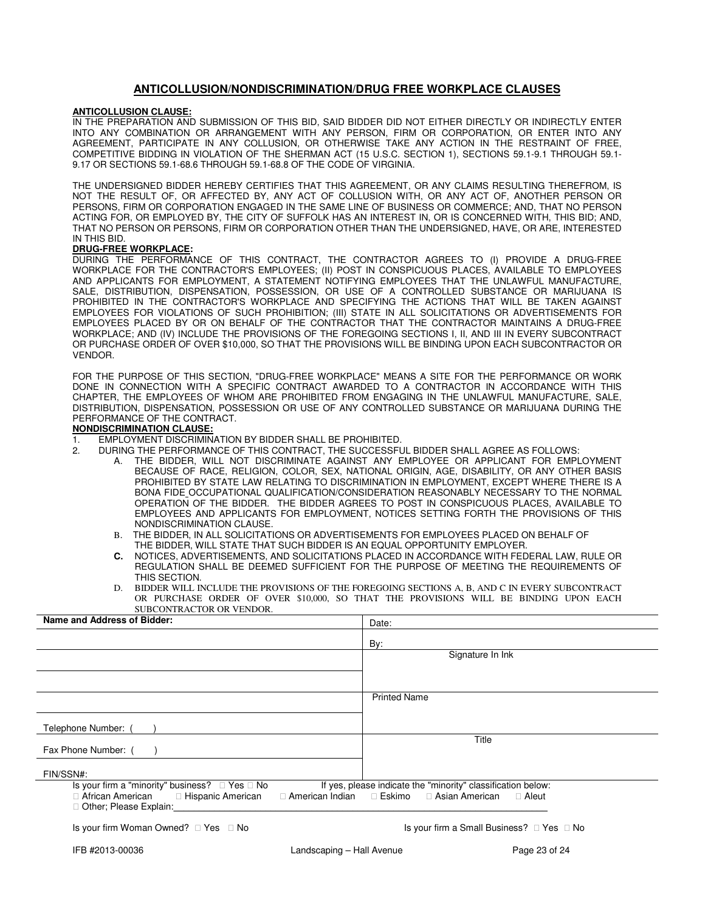## ANTICOLLUSION/NONDISCRIMINATION/DRUG FREE WORKPLACE CLAUSES

**ANTICOLLUSION CLAUSE:**
IN THE PREPARATION AND SUBMISSION OF THIS BID, SAID BIDDER DID NOT EITHER DIRECTLY OR INDIRECTLY ENTER INTO ANY COMBINATION OR ARRANGEMENT WITH ANY PERSON, FIRM OR CORPORATION, OR ENTER INTO ANY AGREEMENT, PARTICIPATE IN ANY COLLUSION, OR OTHERWISE TAKE ANY ACTION IN THE RESTRAINT OF FREE, COMPETITIVE BIDDING IN VIOLATION OF THE SHERMAN ACT (15 U.S.C. SECTION 1), SECTIONS 59.1-9.1 THROUGH 59.1-9.17 OR SECTIONS 59.1-68.6 THROUGH 59.1-68.8 OF THE CODE OF VIRGINIA.

THE UNDERSIGNED BIDDER HEREBY CERTIFIES THAT THIS AGREEMENT, OR ANY CLAIMS RESULTING THEREFROM, IS NOT THE RESULT OF, OR AFFECTED BY, ANY ACT OF COLLUSION WITH, OR ANY ACT OF, ANOTHER PERSON OR PERSONS, FIRM OR CORPORATION ENGAGED IN THE SAME LINE OF BUSINESS OR COMMERCE; AND, THAT NO PERSON ACTING FOR, OR EMPLOYED BY, THE CITY OF SUFFOLK HAS AN INTEREST IN, OR IS CONCERNED WITH, THIS BID; AND, THAT NO PERSON OR PERSONS, FIRM OR CORPORATION OTHER THAN THE UNDERSIGNED, HAVE, OR ARE, INTERESTED IN THIS BID.

**DRUG-FREE WORKPLACE:**
DURING THE PERFORMANCE OF THIS CONTRACT, THE CONTRACTOR AGREES TO (I) PROVIDE A DRUG-FREE WORKPLACE FOR THE CONTRACTOR'S EMPLOYEES; (II) POST IN CONSPICUOUS PLACES, AVAILABLE TO EMPLOYEES AND APPLICANTS FOR EMPLOYMENT, A STATEMENT NOTIFYING EMPLOYEES THAT THE UNLAWFUL MANUFACTURE, SALE, DISTRIBUTION, DISPENSATION, POSSESSION, OR USE OF A CONTROLLED SUBSTANCE OR MARIJUANA IS PROHIBITED IN THE CONTRACTOR'S WORKPLACE AND SPECIFYING THE ACTIONS THAT WILL BE TAKEN AGAINST EMPLOYEES FOR VIOLATIONS OF SUCH PROHIBITION; (III) STATE IN ALL SOLICITATIONS OR ADVERTISEMENTS FOR EMPLOYEES PLACED BY OR ON BEHALF OF THE CONTRACTOR THAT THE CONTRACTOR MAINTAINS A DRUG-FREE WORKPLACE; AND (IV) INCLUDE THE PROVISIONS OF THE FOREGOING SECTIONS I, II, AND III IN EVERY SUBCONTRACT OR PURCHASE ORDER OF OVER $10,000, SO THAT THE PROVISIONS WILL BE BINDING UPON EACH SUBCONTRACTOR OR VENDOR.

FOR THE PURPOSE OF THIS SECTION, "DRUG-FREE WORKPLACE" MEANS A SITE FOR THE PERFORMANCE OR WORK DONE IN CONNECTION WITH A SPECIFIC CONTRACT AWARDED TO A CONTRACTOR IN ACCORDANCE WITH THIS CHAPTER, THE EMPLOYEES OF WHOM ARE PROHIBITED FROM ENGAGING IN THE UNLAWFUL MANUFACTURE, SALE, DISTRIBUTION, DISPENSATION, POSSESSION OR USE OF ANY CONTROLLED SUBSTANCE OR MARIJUANA DURING THE PERFORMANCE OF THE CONTRACT.

**NONDISCRIMINATION CLAUSE:**

1. EMPLOYMENT DISCRIMINATION BY BIDDER SHALL BE PROHIBITED.
2. DURING THE PERFORMANCE OF THIS CONTRACT, THE SUCCESSFUL BIDDER SHALL AGREE AS FOLLOWS:
   - A. THE BIDDER, WILL NOT DISCRIMINATE AGAINST ANY EMPLOYEE OR APPLICANT FOR EMPLOYMENT BECAUSE OF RACE, RELIGION, COLOR, SEX, NATIONAL ORIGIN, AGE, DISABILITY, OR ANY OTHER BASIS PROHIBITED BY STATE LAW RELATING TO DISCRIMINATION IN EMPLOYMENT, EXCEPT WHERE THERE IS A BONA FIDE OCCUPATIONAL QUALIFICATION/CONSIDERATION REASONABLY NECESSARY TO THE NORMAL OPERATION OF THE BIDDER. THE BIDDER AGREES TO POST IN CONSPICUOUS PLACES, AVAILABLE TO EMPLOYEES AND APPLICANTS FOR EMPLOYMENT, NOTICES SETTING FORTH THE PROVISIONS OF THIS NONDISCRIMINATION CLAUSE.
   - B. THE BIDDER, IN ALL SOLICITATIONS OR ADVERTISEMENTS FOR EMPLOYEES PLACED ON BEHALF OF THE BIDDER, WILL STATE THAT SUCH BIDDER IS AN EQUAL OPPORTUNITY EMPLOYER.
   - **C.** NOTICES, ADVERTISEMENTS, AND SOLICITATIONS PLACED IN ACCORDANCE WITH FEDERAL LAW, RULE OR REGULATION SHALL BE DEEMED SUFFICIENT FOR THE PURPOSE OF MEETING THE REQUIREMENTS OF THIS SECTION.
   - D. BIDDER WILL INCLUDE THE PROVISIONS OF THE FOREGOING SECTIONS A, B, AND C IN EVERY SUBCONTRACT OR PURCHASE ORDER OF OVER $10,000, SO THAT THE PROVISIONS WILL BE BINDING UPON EACH SUBCONTRACTOR OR VENDOR.

| **Name and Address of Bidder:** | Date: |
|---|---|
| | By: |
| | Signature In Ink |
| | |
| | Printed Name |
| Telephone Number: (    ) | |
| Fax Phone Number: (    ) | Title |
| FIN/SSN#: | |

Is your firm a "minority" business? ☐ Yes ☐ No If yes, please indicate the "minority" classification below:
☐ African American ☐ Hispanic American ☐ American Indian ☐ Eskimo ☐ Asian American ☐ Aleut
☐ Other; Please Explain: ____________________

Is your firm Woman Owned? ☐ Yes ☐ No Is your firm a Small Business? ☐ Yes ☐ No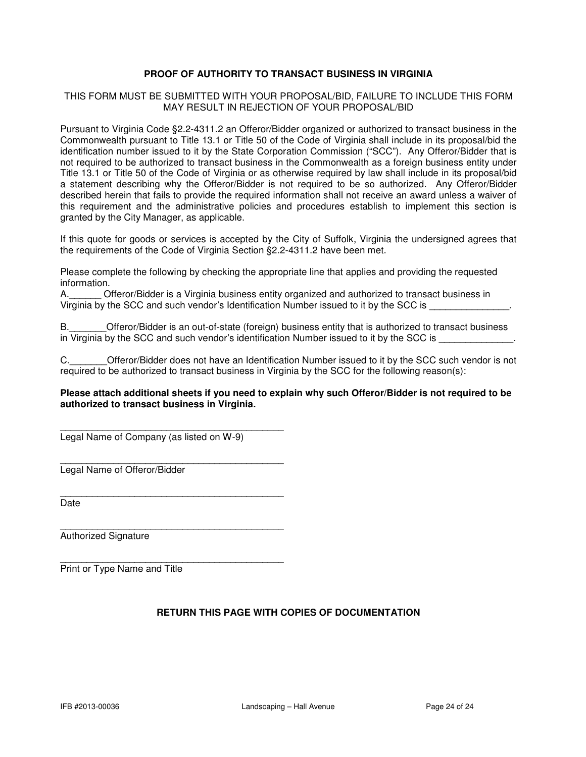**PROOF OF AUTHORITY TO TRANSACT BUSINESS IN VIRGINIA**

THIS FORM MUST BE SUBMITTED WITH YOUR PROPOSAL/BID, FAILURE TO INCLUDE THIS FORM MAY RESULT IN REJECTION OF YOUR PROPOSAL/BID

Pursuant to Virginia Code §2.2-4311.2 an Offeror/Bidder organized or authorized to transact business in the Commonwealth pursuant to Title 13.1 or Title 50 of the Code of Virginia shall include in its proposal/bid the identification number issued to it by the State Corporation Commission ("SCC"). Any Offeror/Bidder that is not required to be authorized to transact business in the Commonwealth as a foreign business entity under Title 13.1 or Title 50 of the Code of Virginia or as otherwise required by law shall include in its proposal/bid a statement describing why the Offeror/Bidder is not required to be so authorized. Any Offeror/Bidder described herein that fails to provide the required information shall not receive an award unless a waiver of this requirement and the administrative policies and procedures establish to implement this section is granted by the City Manager, as applicable.

If this quote for goods or services is accepted by the City of Suffolk, Virginia the undersigned agrees that the requirements of the Code of Virginia Section §2.2-4311.2 have been met.

Please complete the following by checking the appropriate line that applies and providing the requested information.

A.______ Offeror/Bidder is a Virginia business entity organized and authorized to transact business in Virginia by the SCC and such vendor's Identification Number issued to it by the SCC is _______________.

B._______Offeror/Bidder is an out-of-state (foreign) business entity that is authorized to transact business in Virginia by the SCC and such vendor's identification Number issued to it by the SCC is ______________.

C._______Offeror/Bidder does not have an Identification Number issued to it by the SCC such vendor is not required to be authorized to transact business in Virginia by the SCC for the following reason(s):

**Please attach additional sheets if you need to explain why such Offeror/Bidder is not required to be authorized to transact business in Virginia.**

___________________________________________
Legal Name of Company (as listed on W-9)

___________________________________________
Legal Name of Offeror/Bidder

___________________________________________
Date

___________________________________________
Authorized Signature

___________________________________________
Print or Type Name and Title

**RETURN THIS PAGE WITH COPIES OF DOCUMENTATION**